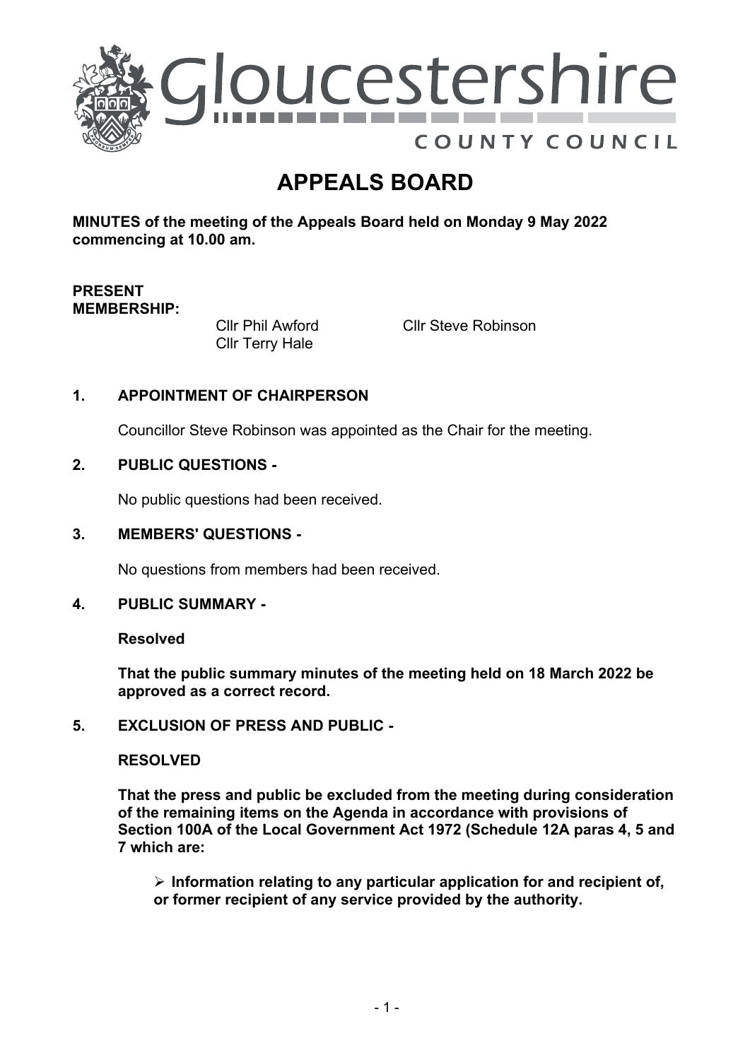# Gloucestershire County Council

# APPEALS BOARD

**MINUTES of the meeting of the Appeals Board held on Monday 9 May 2022 commencing at 10.00 am.**

**PRESENT MEMBERSHIP:**

Cllr Phil Awford
Cllr Terry Hale
Cllr Steve Robinson

## 1. APPOINTMENT OF CHAIRPERSON

Councillor Steve Robinson was appointed as the Chair for the meeting.

## 2. PUBLIC QUESTIONS -

No public questions had been received.

## 3. MEMBERS' QUESTIONS -

No questions from members had been received.

## 4. PUBLIC SUMMARY -

**Resolved**

**That the public summary minutes of the meeting held on 18 March 2022 be approved as a correct record.**

## 5. EXCLUSION OF PRESS AND PUBLIC -

**RESOLVED**

**That the press and public be excluded from the meeting during consideration of the remaining items on the Agenda in accordance with provisions of Section 100A of the Local Government Act 1972 (Schedule 12A paras 4, 5 and 7 which are:**

- **Information relating to any particular application for and recipient of, or former recipient of any service provided by the authority.**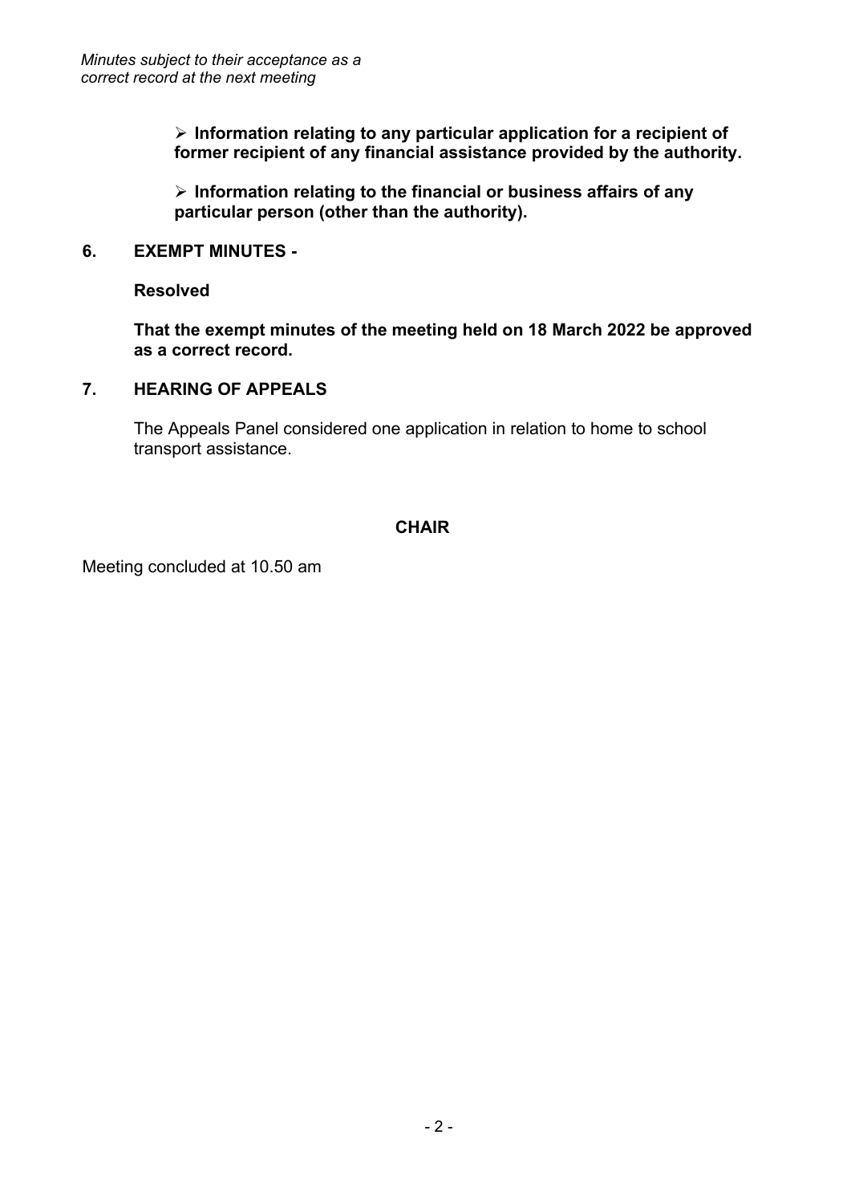*Minutes subject to their acceptance as a correct record at the next meeting*

- **Information relating to any particular application for a recipient of former recipient of any financial assistance provided by the authority.**

- **Information relating to the financial or business affairs of any particular person (other than the authority).**

**6. EXEMPT MINUTES -**

**Resolved**

**That the exempt minutes of the meeting held on 18 March 2022 be approved as a correct record.**

**7. HEARING OF APPEALS**

The Appeals Panel considered one application in relation to home to school transport assistance.

**CHAIR**

Meeting concluded at 10.50 am